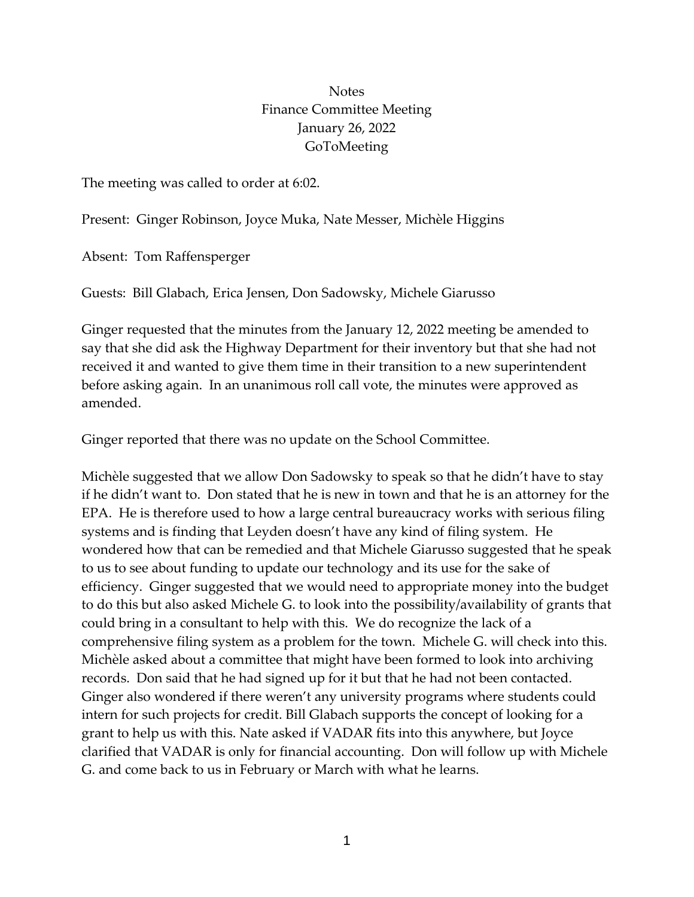Notes
Finance Committee Meeting
January 26, 2022
GoToMeeting

The meeting was called to order at 6:02.

Present: Ginger Robinson, Joyce Muka, Nate Messer, Michèle Higgins

Absent: Tom Raffensperger

Guests: Bill Glabach, Erica Jensen, Don Sadowsky, Michele Giarusso

Ginger requested that the minutes from the January 12, 2022 meeting be amended to say that she did ask the Highway Department for their inventory but that she had not received it and wanted to give them time in their transition to a new superintendent before asking again. In an unanimous roll call vote, the minutes were approved as amended.

Ginger reported that there was no update on the School Committee.

Michèle suggested that we allow Don Sadowsky to speak so that he didn't have to stay if he didn't want to. Don stated that he is new in town and that he is an attorney for the EPA. He is therefore used to how a large central bureaucracy works with serious filing systems and is finding that Leyden doesn't have any kind of filing system. He wondered how that can be remedied and that Michele Giarusso suggested that he speak to us to see about funding to update our technology and its use for the sake of efficiency. Ginger suggested that we would need to appropriate money into the budget to do this but also asked Michele G. to look into the possibility/availability of grants that could bring in a consultant to help with this. We do recognize the lack of a comprehensive filing system as a problem for the town. Michele G. will check into this. Michèle asked about a committee that might have been formed to look into archiving records. Don said that he had signed up for it but that he had not been contacted. Ginger also wondered if there weren't any university programs where students could intern for such projects for credit. Bill Glabach supports the concept of looking for a grant to help us with this. Nate asked if VADAR fits into this anywhere, but Joyce clarified that VADAR is only for financial accounting. Don will follow up with Michele G. and come back to us in February or March with what he learns.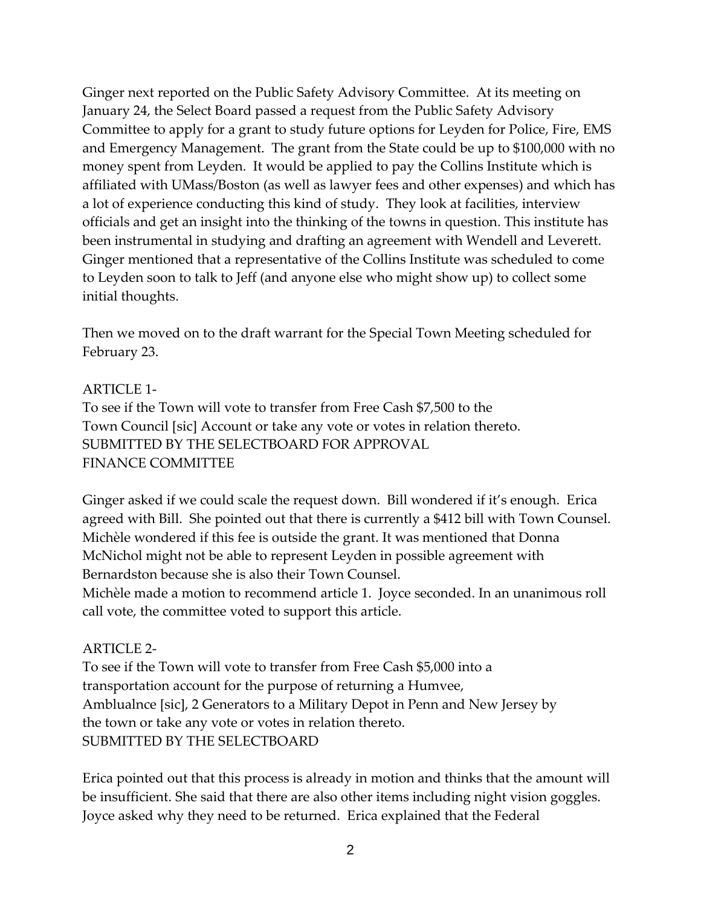Ginger next reported on the Public Safety Advisory Committee. At its meeting on January 24, the Select Board passed a request from the Public Safety Advisory Committee to apply for a grant to study future options for Leyden for Police, Fire, EMS and Emergency Management. The grant from the State could be up to $100,000 with no money spent from Leyden. It would be applied to pay the Collins Institute which is affiliated with UMass/Boston (as well as lawyer fees and other expenses) and which has a lot of experience conducting this kind of study. They look at facilities, interview officials and get an insight into the thinking of the towns in question. This institute has been instrumental in studying and drafting an agreement with Wendell and Leverett. Ginger mentioned that a representative of the Collins Institute was scheduled to come to Leyden soon to talk to Jeff (and anyone else who might show up) to collect some initial thoughts.

Then we moved on to the draft warrant for the Special Town Meeting scheduled for February 23.

ARTICLE 1-
To see if the Town will vote to transfer from Free Cash $7,500 to the Town Council [sic] Account or take any vote or votes in relation thereto.
SUBMITTED BY THE SELECTBOARD FOR APPROVAL
FINANCE COMMITTEE

Ginger asked if we could scale the request down. Bill wondered if it's enough. Erica agreed with Bill. She pointed out that there is currently a $412 bill with Town Counsel. Michèle wondered if this fee is outside the grant. It was mentioned that Donna McNichol might not be able to represent Leyden in possible agreement with Bernardston because she is also their Town Counsel.
Michèle made a motion to recommend article 1. Joyce seconded. In an unanimous roll call vote, the committee voted to support this article.

ARTICLE 2-
To see if the Town will vote to transfer from Free Cash $5,000 into a transportation account for the purpose of returning a Humvee, Amblualnce [sic], 2 Generators to a Military Depot in Penn and New Jersey by the town or take any vote or votes in relation thereto.
SUBMITTED BY THE SELECTBOARD

Erica pointed out that this process is already in motion and thinks that the amount will be insufficient. She said that there are also other items including night vision goggles. Joyce asked why they need to be returned. Erica explained that the Federal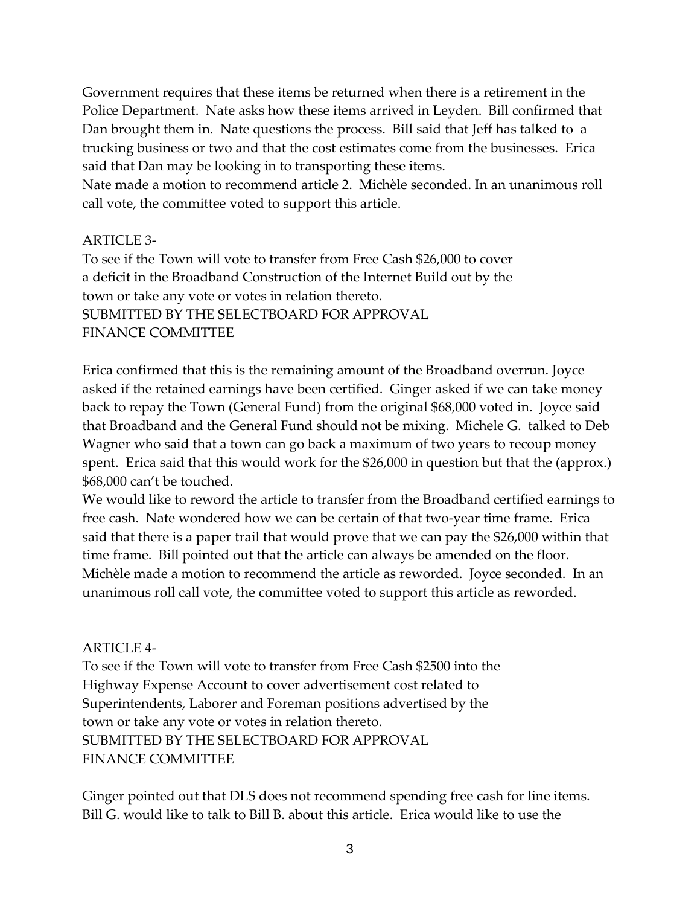Government requires that these items be returned when there is a retirement in the Police Department. Nate asks how these items arrived in Leyden. Bill confirmed that Dan brought them in. Nate questions the process. Bill said that Jeff has talked to a trucking business or two and that the cost estimates come from the businesses. Erica said that Dan may be looking in to transporting these items.

Nate made a motion to recommend article 2. Michèle seconded. In an unanimous roll call vote, the committee voted to support this article.

ARTICLE 3-

To see if the Town will vote to transfer from Free Cash $26,000 to cover a deficit in the Broadband Construction of the Internet Build out by the town or take any vote or votes in relation thereto.
SUBMITTED BY THE SELECTBOARD FOR APPROVAL
FINANCE COMMITTEE

Erica confirmed that this is the remaining amount of the Broadband overrun. Joyce asked if the retained earnings have been certified. Ginger asked if we can take money back to repay the Town (General Fund) from the original $68,000 voted in. Joyce said that Broadband and the General Fund should not be mixing. Michele G. talked to Deb Wagner who said that a town can go back a maximum of two years to recoup money spent. Erica said that this would work for the $26,000 in question but that the (approx.) $68,000 can't be touched.

We would like to reword the article to transfer from the Broadband certified earnings to free cash. Nate wondered how we can be certain of that two-year time frame. Erica said that there is a paper trail that would prove that we can pay the $26,000 within that time frame. Bill pointed out that the article can always be amended on the floor. Michèle made a motion to recommend the article as reworded. Joyce seconded. In an unanimous roll call vote, the committee voted to support this article as reworded.

ARTICLE 4-

To see if the Town will vote to transfer from Free Cash $2500 into the Highway Expense Account to cover advertisement cost related to Superintendents, Laborer and Foreman positions advertised by the town or take any vote or votes in relation thereto.
SUBMITTED BY THE SELECTBOARD FOR APPROVAL
FINANCE COMMITTEE

Ginger pointed out that DLS does not recommend spending free cash for line items. Bill G. would like to talk to Bill B. about this article. Erica would like to use the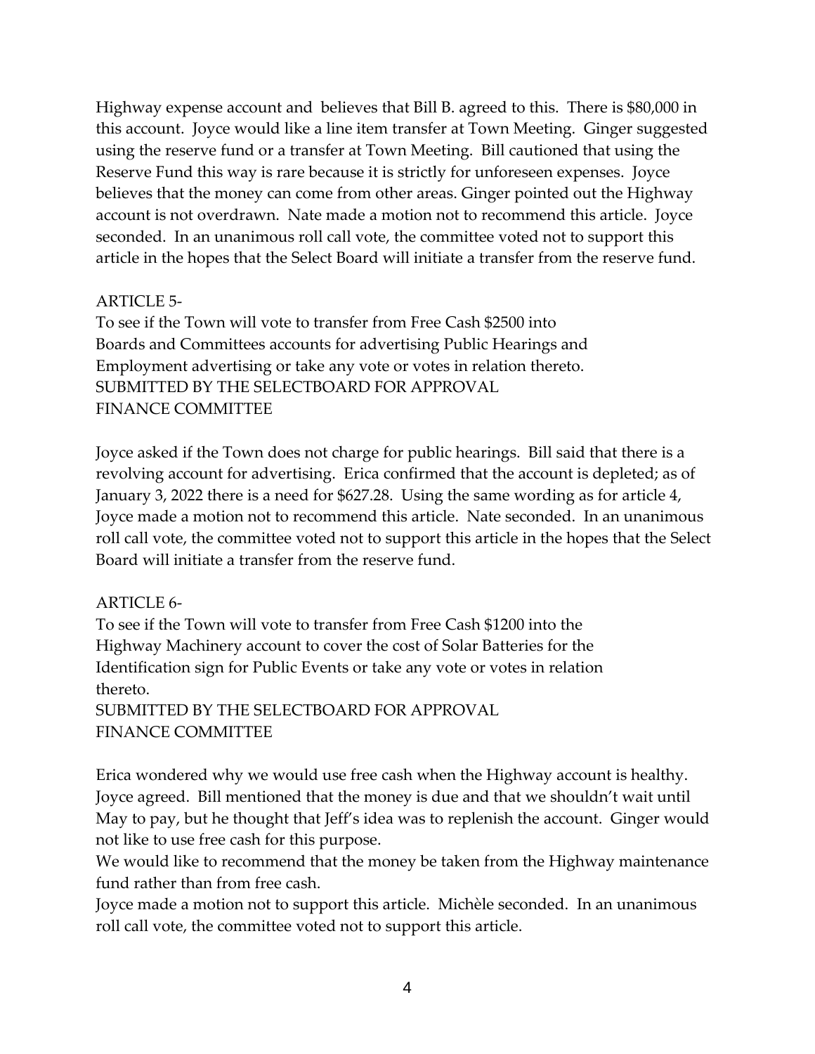Highway expense account and believes that Bill B. agreed to this. There is $80,000 in this account. Joyce would like a line item transfer at Town Meeting. Ginger suggested using the reserve fund or a transfer at Town Meeting. Bill cautioned that using the Reserve Fund this way is rare because it is strictly for unforeseen expenses. Joyce believes that the money can come from other areas. Ginger pointed out the Highway account is not overdrawn. Nate made a motion not to recommend this article. Joyce seconded. In an unanimous roll call vote, the committee voted not to support this article in the hopes that the Select Board will initiate a transfer from the reserve fund.

ARTICLE 5-
To see if the Town will vote to transfer from Free Cash $2500 into Boards and Committees accounts for advertising Public Hearings and Employment advertising or take any vote or votes in relation thereto.
SUBMITTED BY THE SELECTBOARD FOR APPROVAL
FINANCE COMMITTEE

Joyce asked if the Town does not charge for public hearings. Bill said that there is a revolving account for advertising. Erica confirmed that the account is depleted; as of January 3, 2022 there is a need for $627.28. Using the same wording as for article 4, Joyce made a motion not to recommend this article. Nate seconded. In an unanimous roll call vote, the committee voted not to support this article in the hopes that the Select Board will initiate a transfer from the reserve fund.

ARTICLE 6-
To see if the Town will vote to transfer from Free Cash $1200 into the Highway Machinery account to cover the cost of Solar Batteries for the Identification sign for Public Events or take any vote or votes in relation thereto.
SUBMITTED BY THE SELECTBOARD FOR APPROVAL
FINANCE COMMITTEE

Erica wondered why we would use free cash when the Highway account is healthy. Joyce agreed. Bill mentioned that the money is due and that we shouldn't wait until May to pay, but he thought that Jeff's idea was to replenish the account. Ginger would not like to use free cash for this purpose.
We would like to recommend that the money be taken from the Highway maintenance fund rather than from free cash.
Joyce made a motion not to support this article. Michèle seconded. In an unanimous roll call vote, the committee voted not to support this article.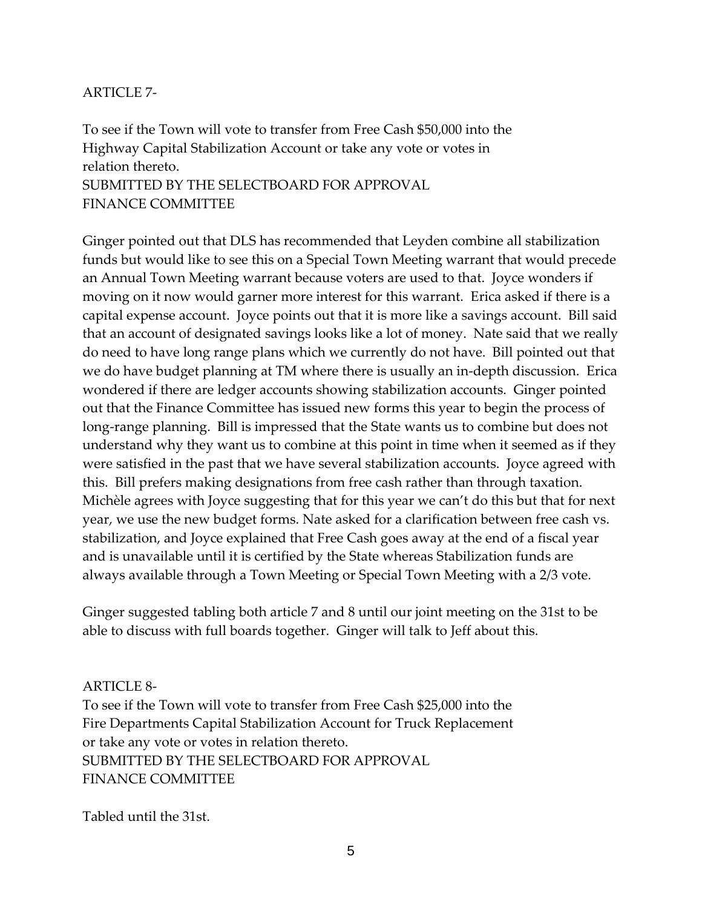ARTICLE 7-

To see if the Town will vote to transfer from Free Cash $50,000 into the Highway Capital Stabilization Account or take any vote or votes in relation thereto.
SUBMITTED BY THE SELECTBOARD FOR APPROVAL
FINANCE COMMITTEE

Ginger pointed out that DLS has recommended that Leyden combine all stabilization funds but would like to see this on a Special Town Meeting warrant that would precede an Annual Town Meeting warrant because voters are used to that. Joyce wonders if moving on it now would garner more interest for this warrant. Erica asked if there is a capital expense account. Joyce points out that it is more like a savings account. Bill said that an account of designated savings looks like a lot of money. Nate said that we really do need to have long range plans which we currently do not have. Bill pointed out that we do have budget planning at TM where there is usually an in-depth discussion. Erica wondered if there are ledger accounts showing stabilization accounts. Ginger pointed out that the Finance Committee has issued new forms this year to begin the process of long-range planning. Bill is impressed that the State wants us to combine but does not understand why they want us to combine at this point in time when it seemed as if they were satisfied in the past that we have several stabilization accounts. Joyce agreed with this. Bill prefers making designations from free cash rather than through taxation. Michèle agrees with Joyce suggesting that for this year we can't do this but that for next year, we use the new budget forms. Nate asked for a clarification between free cash vs. stabilization, and Joyce explained that Free Cash goes away at the end of a fiscal year and is unavailable until it is certified by the State whereas Stabilization funds are always available through a Town Meeting or Special Town Meeting with a 2/3 vote.

Ginger suggested tabling both article 7 and 8 until our joint meeting on the 31st to be able to discuss with full boards together. Ginger will talk to Jeff about this.

ARTICLE 8-

To see if the Town will vote to transfer from Free Cash $25,000 into the Fire Departments Capital Stabilization Account for Truck Replacement or take any vote or votes in relation thereto.
SUBMITTED BY THE SELECTBOARD FOR APPROVAL
FINANCE COMMITTEE

Tabled until the 31st.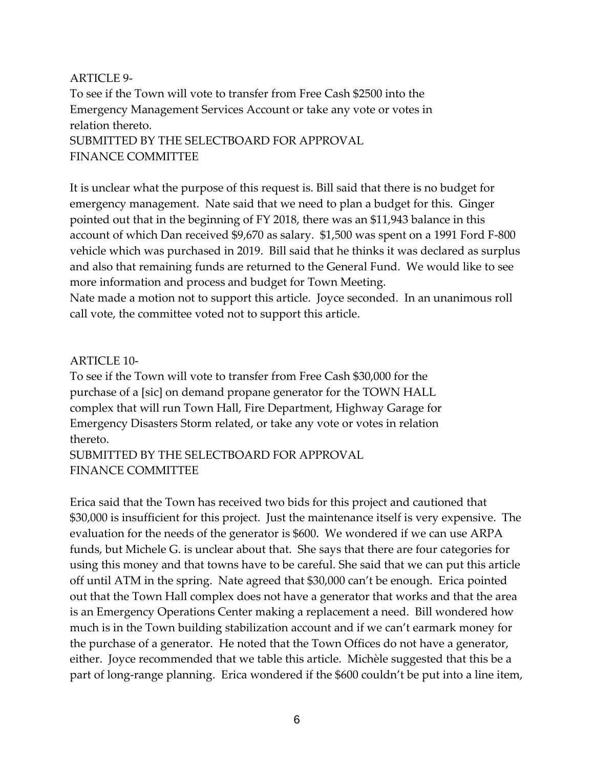ARTICLE 9-

To see if the Town will vote to transfer from Free Cash $2500 into the Emergency Management Services Account or take any vote or votes in relation thereto.

SUBMITTED BY THE SELECTBOARD FOR APPROVAL
FINANCE COMMITTEE

It is unclear what the purpose of this request is. Bill said that there is no budget for emergency management. Nate said that we need to plan a budget for this. Ginger pointed out that in the beginning of FY 2018, there was an $11,943 balance in this account of which Dan received $9,670 as salary. $1,500 was spent on a 1991 Ford F-800 vehicle which was purchased in 2019. Bill said that he thinks it was declared as surplus and also that remaining funds are returned to the General Fund. We would like to see more information and process and budget for Town Meeting.

Nate made a motion not to support this article. Joyce seconded. In an unanimous roll call vote, the committee voted not to support this article.

ARTICLE 10-

To see if the Town will vote to transfer from Free Cash $30,000 for the purchase of a [sic] on demand propane generator for the TOWN HALL complex that will run Town Hall, Fire Department, Highway Garage for Emergency Disasters Storm related, or take any vote or votes in relation thereto.

SUBMITTED BY THE SELECTBOARD FOR APPROVAL
FINANCE COMMITTEE

Erica said that the Town has received two bids for this project and cautioned that $30,000 is insufficient for this project. Just the maintenance itself is very expensive. The evaluation for the needs of the generator is $600. We wondered if we can use ARPA funds, but Michele G. is unclear about that. She says that there are four categories for using this money and that towns have to be careful. She said that we can put this article off until ATM in the spring. Nate agreed that $30,000 can't be enough. Erica pointed out that the Town Hall complex does not have a generator that works and that the area is an Emergency Operations Center making a replacement a need. Bill wondered how much is in the Town building stabilization account and if we can't earmark money for the purchase of a generator. He noted that the Town Offices do not have a generator, either. Joyce recommended that we table this article. Michèle suggested that this be a part of long-range planning. Erica wondered if the $600 couldn't be put into a line item,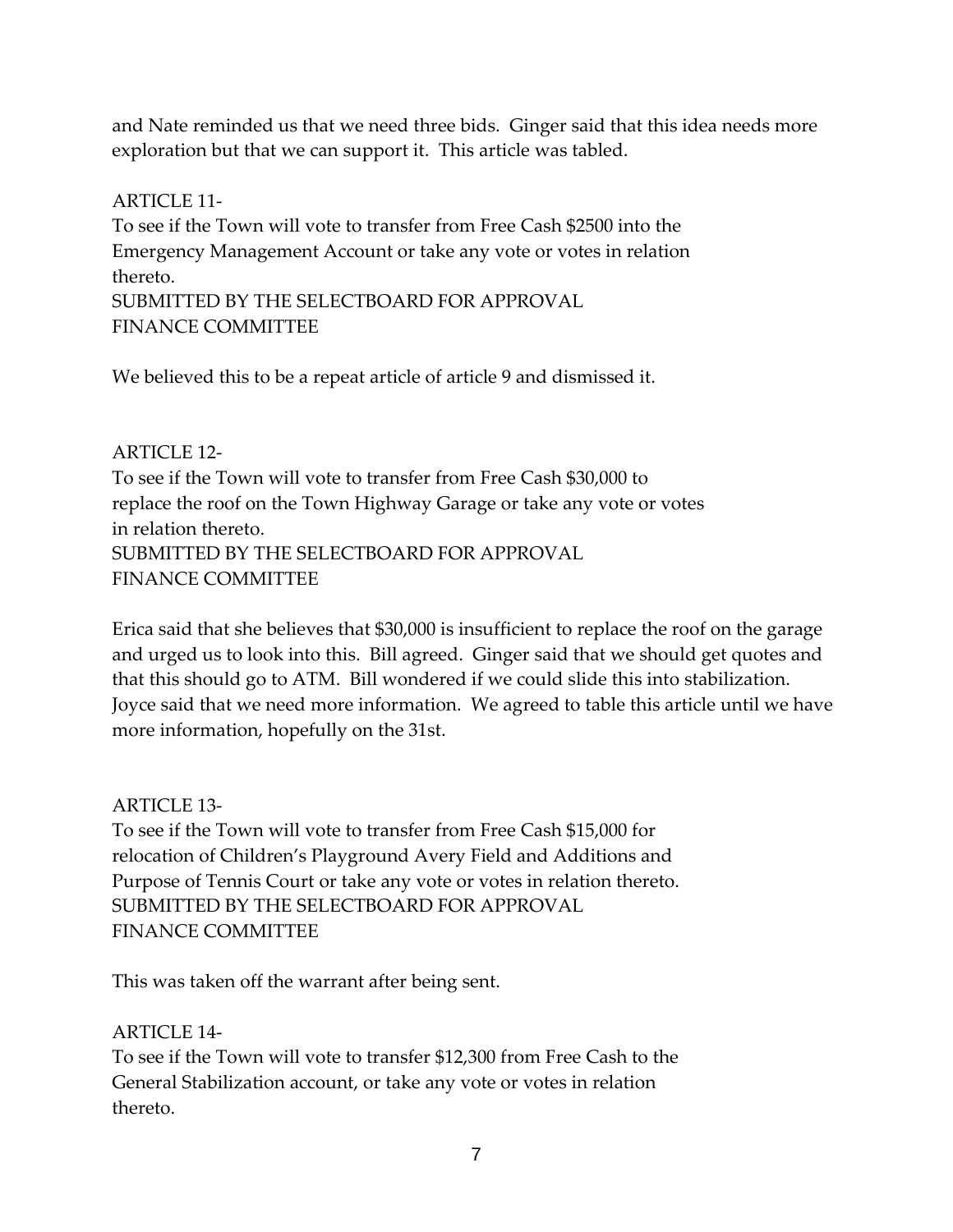and Nate reminded us that we need three bids. Ginger said that this idea needs more exploration but that we can support it. This article was tabled.

ARTICLE 11-
To see if the Town will vote to transfer from Free Cash $2500 into the Emergency Management Account or take any vote or votes in relation thereto.
SUBMITTED BY THE SELECTBOARD FOR APPROVAL
FINANCE COMMITTEE

We believed this to be a repeat article of article 9 and dismissed it.

ARTICLE 12-
To see if the Town will vote to transfer from Free Cash $30,000 to replace the roof on the Town Highway Garage or take any vote or votes in relation thereto.
SUBMITTED BY THE SELECTBOARD FOR APPROVAL
FINANCE COMMITTEE

Erica said that she believes that $30,000 is insufficient to replace the roof on the garage and urged us to look into this. Bill agreed. Ginger said that we should get quotes and that this should go to ATM. Bill wondered if we could slide this into stabilization. Joyce said that we need more information. We agreed to table this article until we have more information, hopefully on the 31st.

ARTICLE 13-
To see if the Town will vote to transfer from Free Cash $15,000 for relocation of Children's Playground Avery Field and Additions and Purpose of Tennis Court or take any vote or votes in relation thereto.
SUBMITTED BY THE SELECTBOARD FOR APPROVAL
FINANCE COMMITTEE

This was taken off the warrant after being sent.

ARTICLE 14-
To see if the Town will vote to transfer $12,300 from Free Cash to the General Stabilization account, or take any vote or votes in relation thereto.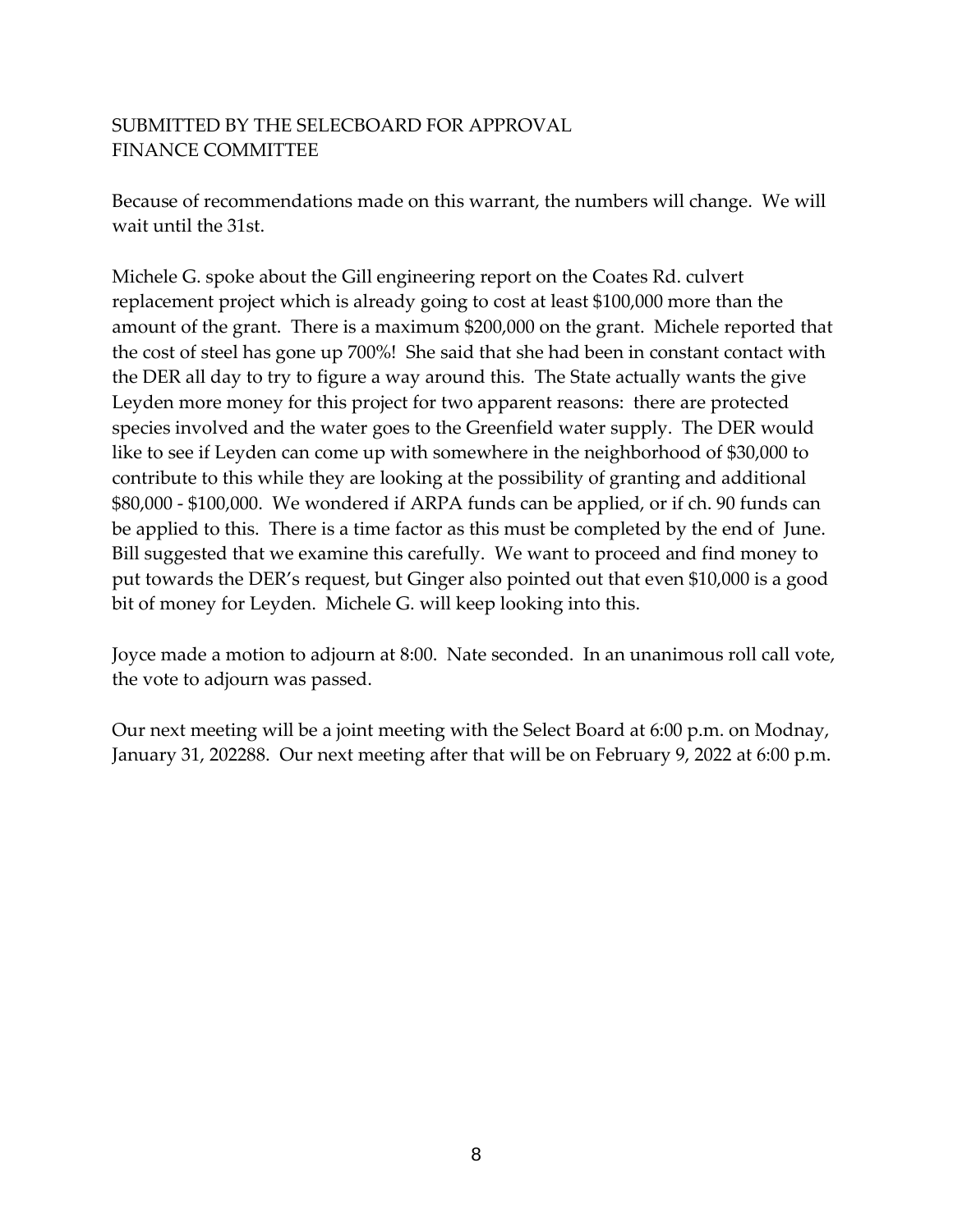SUBMITTED BY THE SELECBOARD FOR APPROVAL
FINANCE COMMITTEE

Because of recommendations made on this warrant, the numbers will change. We will wait until the 31st.

Michele G. spoke about the Gill engineering report on the Coates Rd. culvert replacement project which is already going to cost at least $100,000 more than the amount of the grant. There is a maximum $200,000 on the grant. Michele reported that the cost of steel has gone up 700%! She said that she had been in constant contact with the DER all day to try to figure a way around this. The State actually wants the give Leyden more money for this project for two apparent reasons: there are protected species involved and the water goes to the Greenfield water supply. The DER would like to see if Leyden can come up with somewhere in the neighborhood of $30,000 to contribute to this while they are looking at the possibility of granting and additional $80,000 - $100,000. We wondered if ARPA funds can be applied, or if ch. 90 funds can be applied to this. There is a time factor as this must be completed by the end of June. Bill suggested that we examine this carefully. We want to proceed and find money to put towards the DER's request, but Ginger also pointed out that even $10,000 is a good bit of money for Leyden. Michele G. will keep looking into this.

Joyce made a motion to adjourn at 8:00. Nate seconded. In an unanimous roll call vote, the vote to adjourn was passed.

Our next meeting will be a joint meeting with the Select Board at 6:00 p.m. on Modnay, January 31, 202288. Our next meeting after that will be on February 9, 2022 at 6:00 p.m.